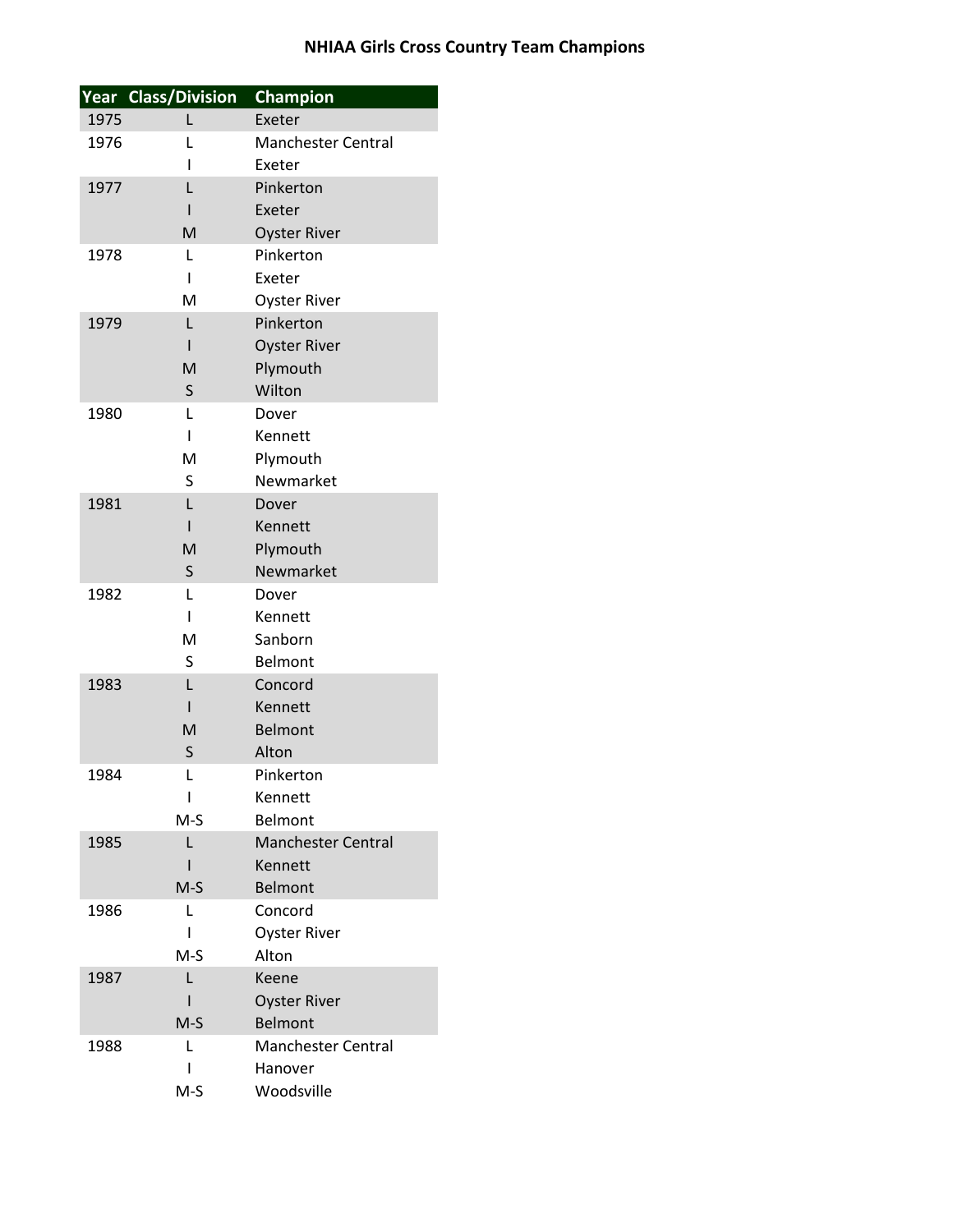# NHIAA Girls Cross Country Team Champions

| Year | Class/Division | Champion |
|---|---|---|
| 1975 | L | Exeter |
| 1976 | L | Manchester Central |
| | I | Exeter |
| 1977 | L | Pinkerton |
| | I | Exeter |
| | M | Oyster River |
| 1978 | L | Pinkerton |
| | I | Exeter |
| | M | Oyster River |
| 1979 | L | Pinkerton |
| | I | Oyster River |
| | M | Plymouth |
| | S | Wilton |
| 1980 | L | Dover |
| | I | Kennett |
| | M | Plymouth |
| | S | Newmarket |
| 1981 | L | Dover |
| | I | Kennett |
| | M | Plymouth |
| | S | Newmarket |
| 1982 | L | Dover |
| | I | Kennett |
| | M | Sanborn |
| | S | Belmont |
| 1983 | L | Concord |
| | I | Kennett |
| | M | Belmont |
| | S | Alton |
| 1984 | L | Pinkerton |
| | I | Kennett |
| | M-S | Belmont |
| 1985 | L | Manchester Central |
| | I | Kennett |
| | M-S | Belmont |
| 1986 | L | Concord |
| | I | Oyster River |
| | M-S | Alton |
| 1987 | L | Keene |
| | I | Oyster River |
| | M-S | Belmont |
| 1988 | L | Manchester Central |
| | I | Hanover |
| | M-S | Woodsville |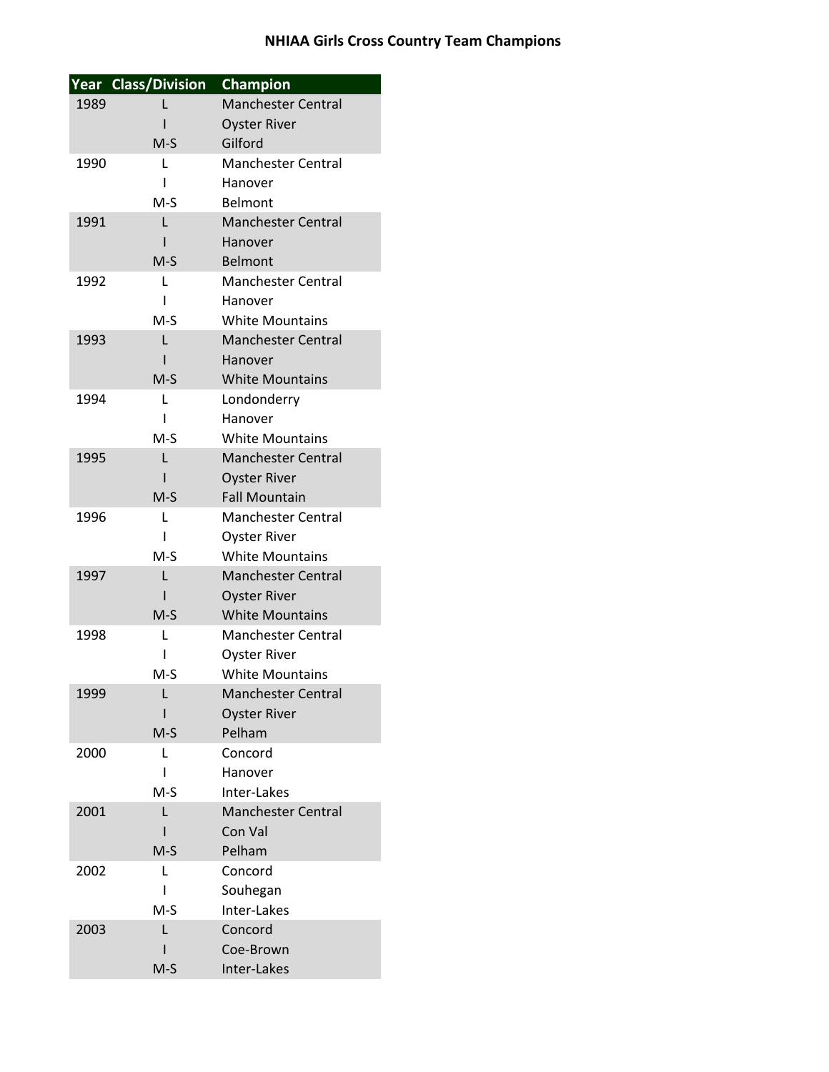**NHIAA Girls Cross Country Team Champions**

| Year | Class/Division | Champion |
|---|---|---|
| 1989 | L | Manchester Central |
| | I | Oyster River |
| | M-S | Gilford |
| 1990 | L | Manchester Central |
| | I | Hanover |
| | M-S | Belmont |
| 1991 | L | Manchester Central |
| | I | Hanover |
| | M-S | Belmont |
| 1992 | L | Manchester Central |
| | I | Hanover |
| | M-S | White Mountains |
| 1993 | L | Manchester Central |
| | I | Hanover |
| | M-S | White Mountains |
| 1994 | L | Londonderry |
| | I | Hanover |
| | M-S | White Mountains |
| 1995 | L | Manchester Central |
| | I | Oyster River |
| | M-S | Fall Mountain |
| 1996 | L | Manchester Central |
| | I | Oyster River |
| | M-S | White Mountains |
| 1997 | L | Manchester Central |
| | I | Oyster River |
| | M-S | White Mountains |
| 1998 | L | Manchester Central |
| | I | Oyster River |
| | M-S | White Mountains |
| 1999 | L | Manchester Central |
| | I | Oyster River |
| | M-S | Pelham |
| 2000 | L | Concord |
| | I | Hanover |
| | M-S | Inter-Lakes |
| 2001 | L | Manchester Central |
| | I | Con Val |
| | M-S | Pelham |
| 2002 | L | Concord |
| | I | Souhegan |
| | M-S | Inter-Lakes |
| 2003 | L | Concord |
| | I | Coe-Brown |
| | M-S | Inter-Lakes |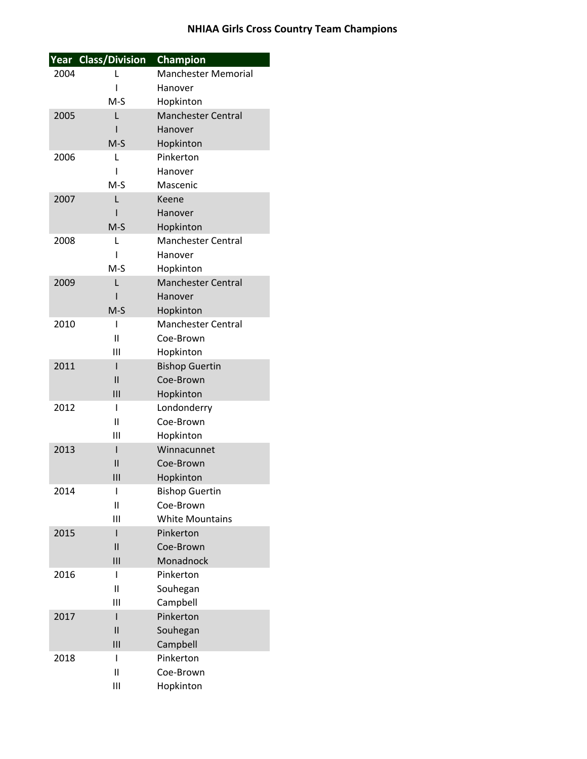# NHIAA Girls Cross Country Team Champions

| Year | Class/Division | Champion |
|---|---|---|
| 2004 | L | Manchester Memorial |
| | I | Hanover |
| | M-S | Hopkinton |
| 2005 | L | Manchester Central |
| | I | Hanover |
| | M-S | Hopkinton |
| 2006 | L | Pinkerton |
| | I | Hanover |
| | M-S | Mascenic |
| 2007 | L | Keene |
| | I | Hanover |
| | M-S | Hopkinton |
| 2008 | L | Manchester Central |
| | I | Hanover |
| | M-S | Hopkinton |
| 2009 | L | Manchester Central |
| | I | Hanover |
| | M-S | Hopkinton |
| 2010 | I | Manchester Central |
| | II | Coe-Brown |
| | III | Hopkinton |
| 2011 | I | Bishop Guertin |
| | II | Coe-Brown |
| | III | Hopkinton |
| 2012 | I | Londonderry |
| | II | Coe-Brown |
| | III | Hopkinton |
| 2013 | I | Winnacunnet |
| | II | Coe-Brown |
| | III | Hopkinton |
| 2014 | I | Bishop Guertin |
| | II | Coe-Brown |
| | III | White Mountains |
| 2015 | I | Pinkerton |
| | II | Coe-Brown |
| | III | Monadnock |
| 2016 | I | Pinkerton |
| | II | Souhegan |
| | III | Campbell |
| 2017 | I | Pinkerton |
| | II | Souhegan |
| | III | Campbell |
| 2018 | I | Pinkerton |
| | II | Coe-Brown |
| | III | Hopkinton |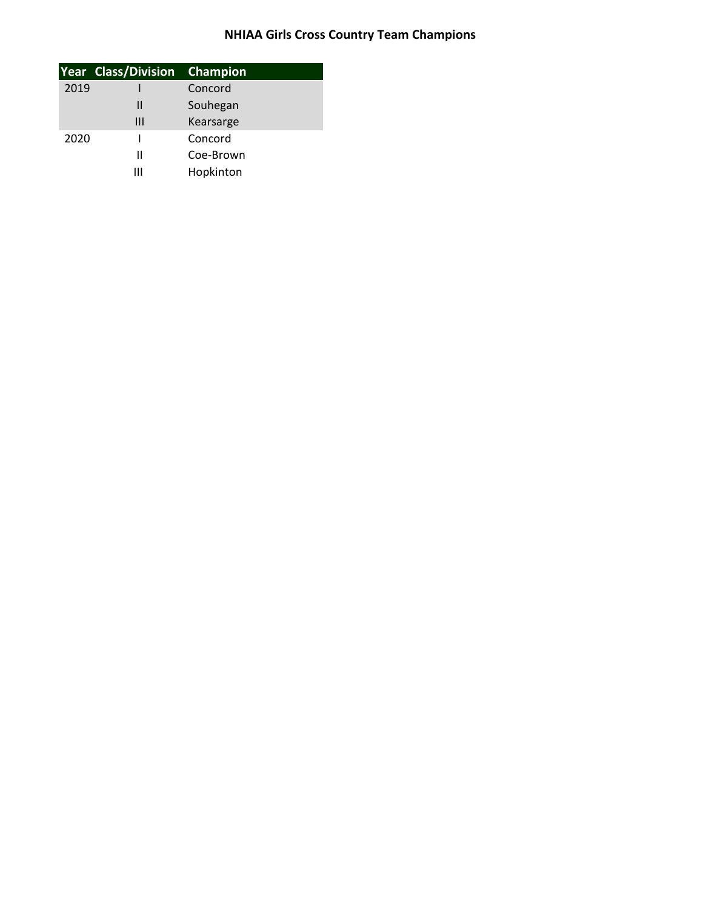**NHIAA Girls Cross Country Team Champions**

| Year | Class/Division | Champion |
|---|---|---|
| 2019 | I | Concord |
| | II | Souhegan |
| | III | Kearsarge |
| 2020 | I | Concord |
| | II | Coe-Brown |
| | III | Hopkinton |